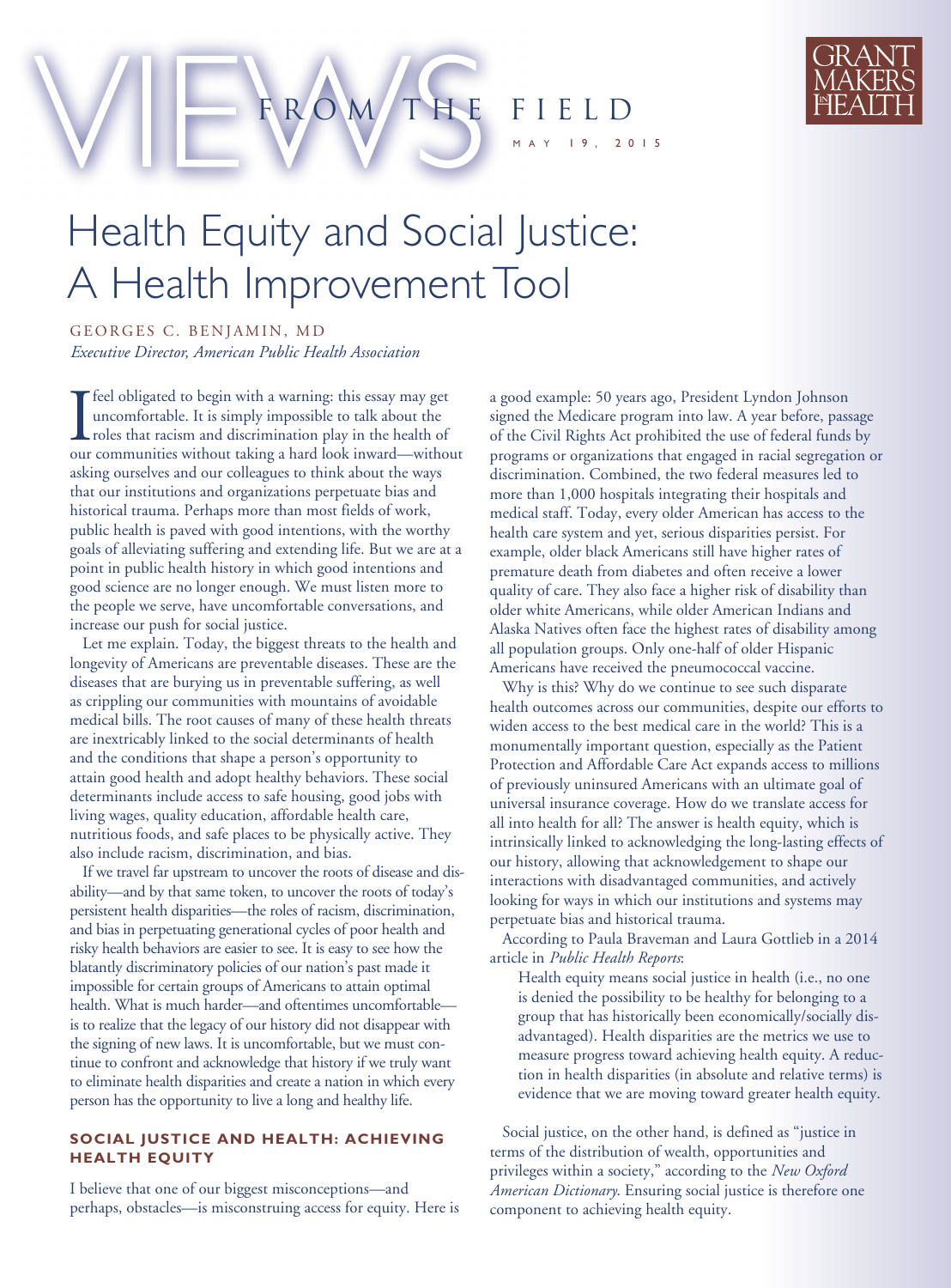# VIEWS FROM THE FIELD

MAY 19, 2015

GRANT MAKERS IN HEALTH

# Health Equity and Social Justice: A Health Improvement Tool

GEORGES C. BENJAMIN, MD
*Executive Director, American Public Health Association*

I feel obligated to begin with a warning: this essay may get uncomfortable. It is simply impossible to talk about the roles that racism and discrimination play in the health of our communities without taking a hard look inward—without asking ourselves and our colleagues to think about the ways that our institutions and organizations perpetuate bias and historical trauma. Perhaps more than most fields of work, public health is paved with good intentions, with the worthy goals of alleviating suffering and extending life. But we are at a point in public health history in which good intentions and good science are no longer enough. We must listen more to the people we serve, have uncomfortable conversations, and increase our push for social justice.

Let me explain. Today, the biggest threats to the health and longevity of Americans are preventable diseases. These are the diseases that are burying us in preventable suffering, as well as crippling our communities with mountains of avoidable medical bills. The root causes of many of these health threats are inextricably linked to the social determinants of health and the conditions that shape a person's opportunity to attain good health and adopt healthy behaviors. These social determinants include access to safe housing, good jobs with living wages, quality education, affordable health care, nutritious foods, and safe places to be physically active. They also include racism, discrimination, and bias.

If we travel far upstream to uncover the roots of disease and disability—and by that same token, to uncover the roots of today's persistent health disparities—the roles of racism, discrimination, and bias in perpetuating generational cycles of poor health and risky health behaviors are easier to see. It is easy to see how the blatantly discriminatory policies of our nation's past made it impossible for certain groups of Americans to attain optimal health. What is much harder—and oftentimes uncomfortable—is to realize that the legacy of our history did not disappear with the signing of new laws. It is uncomfortable, but we must continue to confront and acknowledge that history if we truly want to eliminate health disparities and create a nation in which every person has the opportunity to live a long and healthy life.

## SOCIAL JUSTICE AND HEALTH: ACHIEVING HEALTH EQUITY

I believe that one of our biggest misconceptions—and perhaps, obstacles—is misconstruing access for equity. Here is a good example: 50 years ago, President Lyndon Johnson signed the Medicare program into law. A year before, passage of the Civil Rights Act prohibited the use of federal funds by programs or organizations that engaged in racial segregation or discrimination. Combined, the two federal measures led to more than 1,000 hospitals integrating their hospitals and medical staff. Today, every older American has access to the health care system and yet, serious disparities persist. For example, older black Americans still have higher rates of premature death from diabetes and often receive a lower quality of care. They also face a higher risk of disability than older white Americans, while older American Indians and Alaska Natives often face the highest rates of disability among all population groups. Only one-half of older Hispanic Americans have received the pneumococcal vaccine.

Why is this? Why do we continue to see such disparate health outcomes across our communities, despite our efforts to widen access to the best medical care in the world? This is a monumentally important question, especially as the Patient Protection and Affordable Care Act expands access to millions of previously uninsured Americans with an ultimate goal of universal insurance coverage. How do we translate access for all into health for all? The answer is health equity, which is intrinsically linked to acknowledging the long-lasting effects of our history, allowing that acknowledgement to shape our interactions with disadvantaged communities, and actively looking for ways in which our institutions and systems may perpetuate bias and historical trauma.

According to Paula Braveman and Laura Gottlieb in a 2014 article in *Public Health Reports*:

> Health equity means social justice in health (i.e., no one is denied the possibility to be healthy for belonging to a group that has historically been economically/socially disadvantaged). Health disparities are the metrics we use to measure progress toward achieving health equity. A reduction in health disparities (in absolute and relative terms) is evidence that we are moving toward greater health equity.

Social justice, on the other hand, is defined as "justice in terms of the distribution of wealth, opportunities and privileges within a society," according to the *New Oxford American Dictionary*. Ensuring social justice is therefore one component to achieving health equity.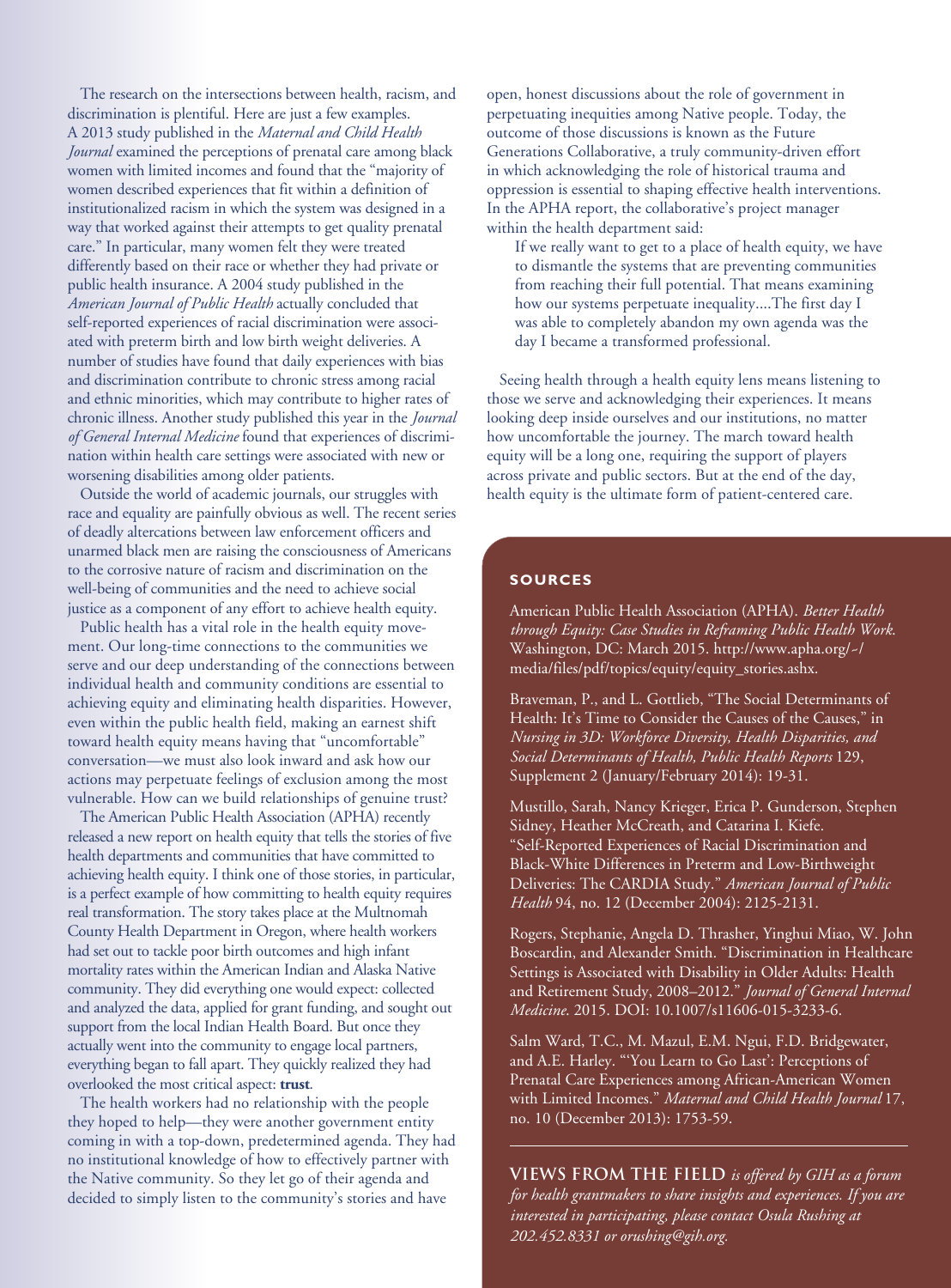The research on the intersections between health, racism, and discrimination is plentiful. Here are just a few examples. A 2013 study published in the *Maternal and Child Health Journal* examined the perceptions of prenatal care among black women with limited incomes and found that the "majority of women described experiences that fit within a definition of institutionalized racism in which the system was designed in a way that worked against their attempts to get quality prenatal care." In particular, many women felt they were treated differently based on their race or whether they had private or public health insurance. A 2004 study published in the *American Journal of Public Health* actually concluded that self-reported experiences of racial discrimination were associated with preterm birth and low birth weight deliveries. A number of studies have found that daily experiences with bias and discrimination contribute to chronic stress among racial and ethnic minorities, which may contribute to higher rates of chronic illness. Another study published this year in the *Journal of General Internal Medicine* found that experiences of discrimination within health care settings were associated with new or worsening disabilities among older patients.

Outside the world of academic journals, our struggles with race and equality are painfully obvious as well. The recent series of deadly altercations between law enforcement officers and unarmed black men are raising the consciousness of Americans to the corrosive nature of racism and discrimination on the well-being of communities and the need to achieve social justice as a component of any effort to achieve health equity.

Public health has a vital role in the health equity movement. Our long-time connections to the communities we serve and our deep understanding of the connections between individual health and community conditions are essential to achieving equity and eliminating health disparities. However, even within the public health field, making an earnest shift toward health equity means having that "uncomfortable" conversation—we must also look inward and ask how our actions may perpetuate feelings of exclusion among the most vulnerable. How can we build relationships of genuine trust?

The American Public Health Association (APHA) recently released a new report on health equity that tells the stories of five health departments and communities that have committed to achieving health equity. I think one of those stories, in particular, is a perfect example of how committing to health equity requires real transformation. The story takes place at the Multnomah County Health Department in Oregon, where health workers had set out to tackle poor birth outcomes and high infant mortality rates within the American Indian and Alaska Native community. They did everything one would expect: collected and analyzed the data, applied for grant funding, and sought out support from the local Indian Health Board. But once they actually went into the community to engage local partners, everything began to fall apart. They quickly realized they had overlooked the most critical aspect: **trust**.

The health workers had no relationship with the people they hoped to help—they were another government entity coming in with a top-down, predetermined agenda. They had no institutional knowledge of how to effectively partner with the Native community. So they let go of their agenda and decided to simply listen to the community's stories and have open, honest discussions about the role of government in perpetuating inequities among Native people. Today, the outcome of those discussions is known as the Future Generations Collaborative, a truly community-driven effort in which acknowledging the role of historical trauma and oppression is essential to shaping effective health interventions. In the APHA report, the collaborative's project manager within the health department said:

> If we really want to get to a place of health equity, we have to dismantle the systems that are preventing communities from reaching their full potential. That means examining how our systems perpetuate inequality....The first day I was able to completely abandon my own agenda was the day I became a transformed professional.

Seeing health through a health equity lens means listening to those we serve and acknowledging their experiences. It means looking deep inside ourselves and our institutions, no matter how uncomfortable the journey. The march toward health equity will be a long one, requiring the support of players across private and public sectors. But at the end of the day, health equity is the ultimate form of patient-centered care.

## SOURCES

American Public Health Association (APHA). *Better Health through Equity: Case Studies in Reframing Public Health Work.* Washington, DC: March 2015. http://www.apha.org/~/media/files/pdf/topics/equity/equity_stories.ashx.

Braveman, P., and L. Gottlieb, "The Social Determinants of Health: It's Time to Consider the Causes of the Causes," in *Nursing in 3D: Workforce Diversity, Health Disparities, and Social Determinants of Health, Public Health Reports* 129, Supplement 2 (January/February 2014): 19-31.

Mustillo, Sarah, Nancy Krieger, Erica P. Gunderson, Stephen Sidney, Heather McCreath, and Catarina I. Kiefe. "Self-Reported Experiences of Racial Discrimination and Black-White Differences in Preterm and Low-Birthweight Deliveries: The CARDIA Study." *American Journal of Public Health* 94, no. 12 (December 2004): 2125-2131.

Rogers, Stephanie, Angela D. Thrasher, Yinghui Miao, W. John Boscardin, and Alexander Smith. "Discrimination in Healthcare Settings is Associated with Disability in Older Adults: Health and Retirement Study, 2008–2012." *Journal of General Internal Medicine.* 2015. DOI: 10.1007/s11606-015-3233-6.

Salm Ward, T.C., M. Mazul, E.M. Ngui, F.D. Bridgewater, and A.E. Harley. "'You Learn to Go Last': Perceptions of Prenatal Care Experiences among African-American Women with Limited Incomes." *Maternal and Child Health Journal* 17, no. 10 (December 2013): 1753-59.

**VIEWS FROM THE FIELD** *is offered by GIH as a forum for health grantmakers to share insights and experiences. If you are interested in participating, please contact Osula Rushing at 202.452.8331 or orushing@gih.org.*